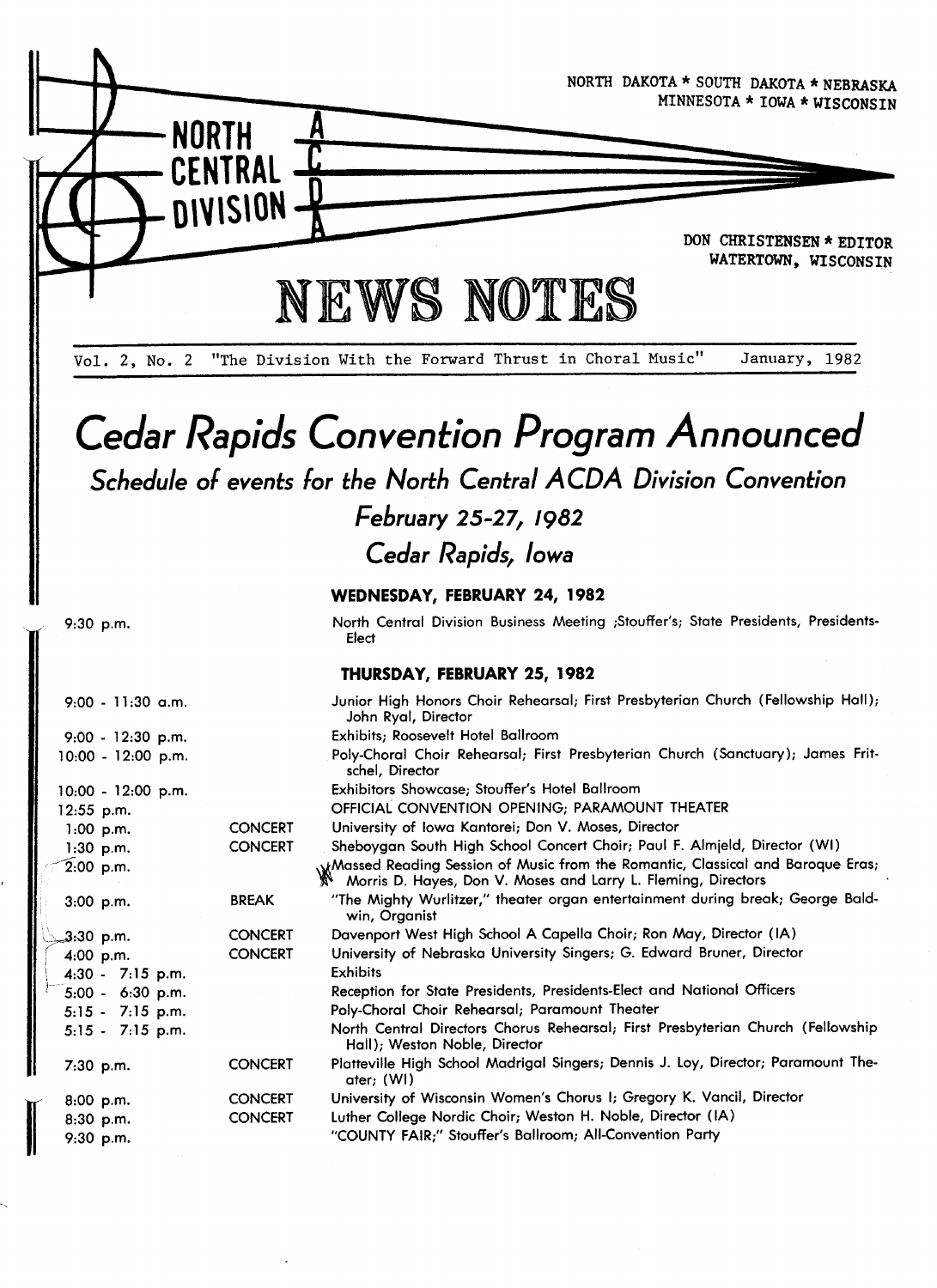NORTH DAKOTA * SOUTH DAKOTA * NEBRASKA
MINNESOTA * IOWA * WISCONSIN

NORTH CENTRAL DIVISION ACDA

DON CHRISTENSEN * EDITOR
WATERTOWN, WISCONSIN

# NEWS NOTES

Vol. 2, No. 2 "The Division With the Forward Thrust in Choral Music" January, 1982

# *Cedar Rapids Convention Program Announced*

## *Schedule of events for the North Central ACDA Division Convention*

## *February 25-27, 1982*

## *Cedar Rapids, Iowa*

### WEDNESDAY, FEBRUARY 24, 1982

| | | |
|---|---|---|
| 9:30 p.m. | | North Central Division Business Meeting ;Stouffer's; State Presidents, Presidents-Elect |

### THURSDAY, FEBRUARY 25, 1982

| | | |
|---|---|---|
| 9:00 - 11:30 a.m. | | Junior High Honors Choir Rehearsal; First Presbyterian Church (Fellowship Hall); John Ryal, Director |
| 9:00 - 12:30 p.m. | | Exhibits; Roosevelt Hotel Ballroom |
| 10:00 - 12:00 p.m. | | Poly-Choral Choir Rehearsal; First Presbyterian Church (Sanctuary); James Fritschel, Director |
| 10:00 - 12:00 p.m. | | Exhibitors Showcase; Stouffer's Hotel Ballroom |
| 12:55 p.m. | | OFFICIAL CONVENTION OPENING; PARAMOUNT THEATER |
| 1:00 p.m. | CONCERT | University of Iowa Kantorei; Don V. Moses, Director |
| 1:30 p.m. | CONCERT | Sheboygan South High School Concert Choir; Paul F. Almjeld, Director (WI) |
| 2:00 p.m. | | Massed Reading Session of Music from the Romantic, Classical and Baroque Eras; Morris D. Hayes, Don V. Moses and Larry L. Fleming, Directors |
| 3:00 p.m. | BREAK | "The Mighty Wurlitzer," theater organ entertainment during break; George Baldwin, Organist |
| 3:30 p.m. | CONCERT | Davenport West High School A Capella Choir; Ron May, Director (IA) |
| 4:00 p.m. | CONCERT | University of Nebraska University Singers; G. Edward Bruner, Director |
| 4:30 - 7:15 p.m. | | Exhibits |
| 5:00 - 6:30 p.m. | | Reception for State Presidents, Presidents-Elect and National Officers |
| 5:15 - 7:15 p.m. | | Poly-Choral Choir Rehearsal; Paramount Theater |
| 5:15 - 7:15 p.m. | | North Central Directors Chorus Rehearsal; First Presbyterian Church (Fellowship Hall); Weston Noble, Director |
| 7:30 p.m. | CONCERT | Platteville High School Madrigal Singers; Dennis J. Loy, Director; Paramount Theater; (WI) |
| 8:00 p.m. | CONCERT | University of Wisconsin Women's Chorus I; Gregory K. Vancil, Director |
| 8:30 p.m. | CONCERT | Luther College Nordic Choir; Weston H. Noble, Director (IA) |
| 9:30 p.m. | | "COUNTY FAIR;" Stouffer's Ballroom; All-Convention Party |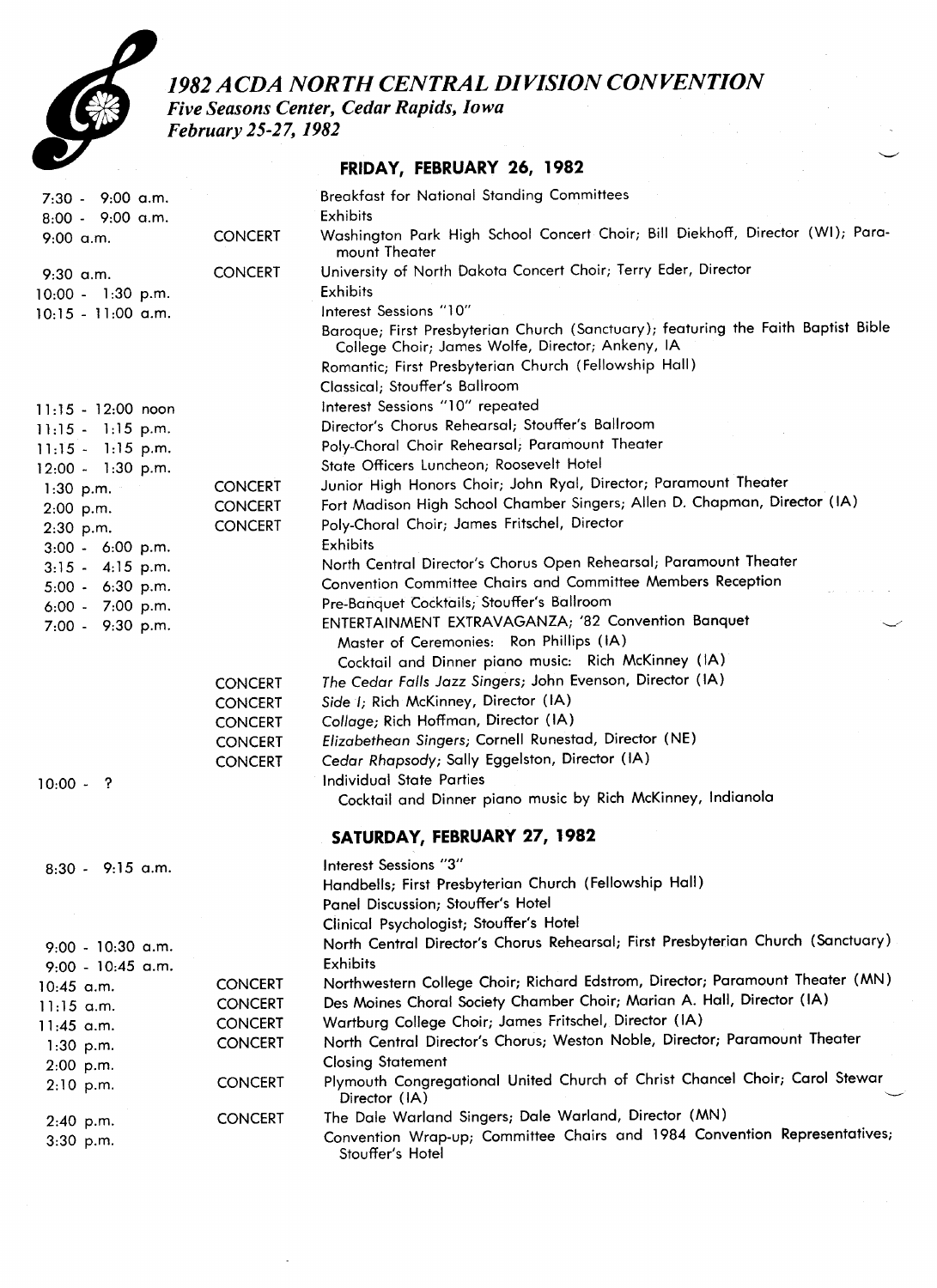# 1982 ACDA NORTH CENTRAL DIVISION CONVENTION

*Five Seasons Center, Cedar Rapids, Iowa*
*February 25-27, 1982*

## FRIDAY, FEBRUARY 26, 1982

| Time | | Event |
|---|---|---|
| 7:30 - 9:00 a.m. | | Breakfast for National Standing Committees |
| 8:00 - 9:00 a.m. | | Exhibits |
| 9:00 a.m. | CONCERT | Washington Park High School Concert Choir; Bill Diekhoff, Director (WI); Paramount Theater |
| 9:30 a.m. | CONCERT | University of North Dakota Concert Choir; Terry Eder, Director |
| 10:00 - 1:30 p.m. | | Exhibits |
| 10:15 - 11:00 a.m. | | Interest Sessions "10" |
| | | Baroque; First Presbyterian Church (Sanctuary); featuring the Faith Baptist Bible College Choir; James Wolfe, Director; Ankeny, IA |
| | | Romantic; First Presbyterian Church (Fellowship Hall) |
| | | Classical; Stouffer's Ballroom |
| 11:15 - 12:00 noon | | Interest Sessions "10" repeated |
| 11:15 - 1:15 p.m. | | Director's Chorus Rehearsal; Stouffer's Ballroom |
| 11:15 - 1:15 p.m. | | Poly-Choral Choir Rehearsal; Paramount Theater |
| 12:00 - 1:30 p.m. | | State Officers Luncheon; Roosevelt Hotel |
| 1:30 p.m. | CONCERT | Junior High Honors Choir; John Ryal, Director; Paramount Theater |
| 2:00 p.m. | CONCERT | Fort Madison High School Chamber Singers; Allen D. Chapman, Director (IA) |
| 2:30 p.m. | CONCERT | Poly-Choral Choir; James Fritschel, Director |
| 3:00 - 6:00 p.m. | | Exhibits |
| 3:15 - 4:15 p.m. | | North Central Director's Chorus Open Rehearsal; Paramount Theater |
| 5:00 - 6:30 p.m. | | Convention Committee Chairs and Committee Members Reception |
| 6:00 - 7:00 p.m. | | Pre-Banquet Cocktails; Stouffer's Ballroom |
| 7:00 - 9:30 p.m. | | ENTERTAINMENT EXTRAVAGANZA; '82 Convention Banquet |
| | | Master of Ceremonies: Ron Phillips (IA) |
| | | Cocktail and Dinner piano music: Rich McKinney (IA) |
| | CONCERT | *The Cedar Falls Jazz Singers*; John Evenson, Director (IA) |
| | CONCERT | *Side I*; Rich McKinney, Director (IA) |
| | CONCERT | *Collage*; Rich Hoffman, Director (IA) |
| | CONCERT | *Elizabethean Singers*; Cornell Runestad, Director (NE) |
| | CONCERT | *Cedar Rhapsody*; Sally Eggelston, Director (IA) |
| 10:00 - ? | | Individual State Parties |
| | | Cocktail and Dinner piano music by Rich McKinney, Indianola |

## SATURDAY, FEBRUARY 27, 1982

| Time | | Event |
|---|---|---|
| 8:30 - 9:15 a.m. | | Interest Sessions "3" |
| | | Handbells; First Presbyterian Church (Fellowship Hall) |
| | | Panel Discussion; Stouffer's Hotel |
| | | Clinical Psychologist; Stouffer's Hotel |
| 9:00 - 10:30 a.m. | | North Central Director's Chorus Rehearsal; First Presbyterian Church (Sanctuary) |
| 9:00 - 10:45 a.m. | | Exhibits |
| 10:45 a.m. | CONCERT | Northwestern College Choir; Richard Edstrom, Director; Paramount Theater (MN) |
| 11:15 a.m. | CONCERT | Des Moines Choral Society Chamber Choir; Marian A. Hall, Director (IA) |
| 11:45 a.m. | CONCERT | Wartburg College Choir; James Fritschel, Director (IA) |
| 1:30 p.m. | CONCERT | North Central Director's Chorus; Weston Noble, Director; Paramount Theater |
| 2:00 p.m. | | Closing Statement |
| 2:10 p.m. | CONCERT | Plymouth Congregational United Church of Christ Chancel Choir; Carol Stewar Director (IA) |
| 2:40 p.m. | CONCERT | The Dale Warland Singers; Dale Warland, Director (MN) |
| 3:30 p.m. | | Convention Wrap-up; Committee Chairs and 1984 Convention Representatives; Stouffer's Hotel |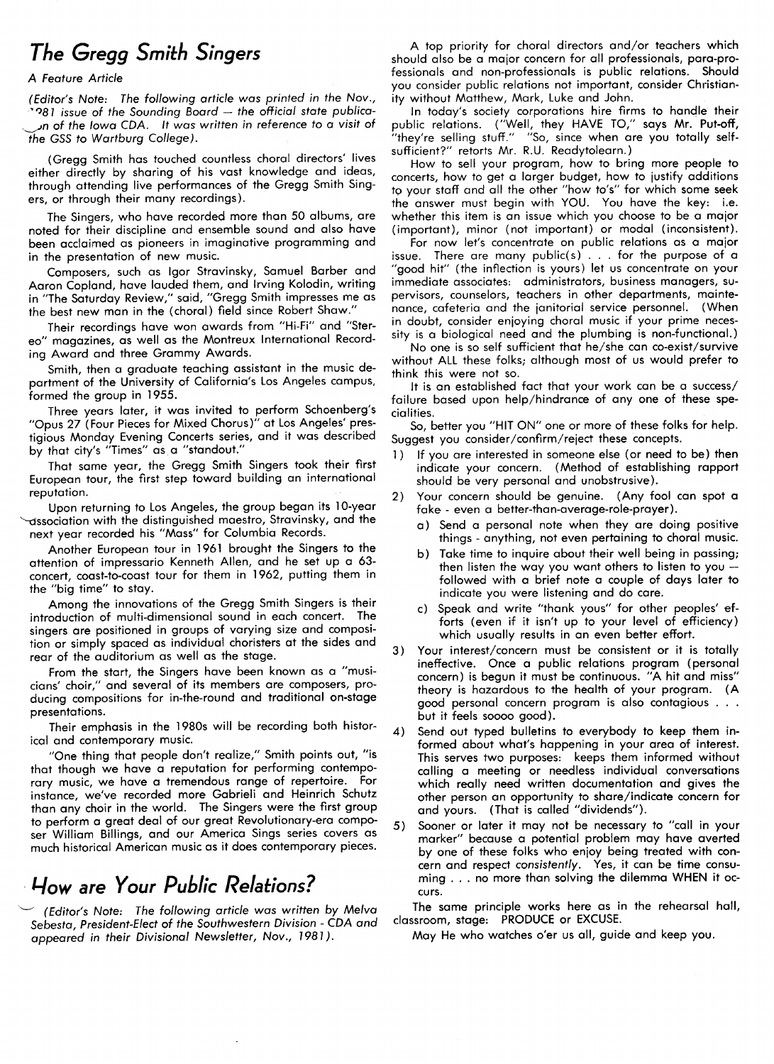## The Gregg Smith Singers

*A Feature Article*

*(Editor's Note: The following article was printed in the Nov., 1981 issue of the Sounding Board — the official state publication of the Iowa CDA. It was written in reference to a visit of the GSS to Wartburg College).*

(Gregg Smith has touched countless choral directors' lives either directly by sharing of his vast knowledge and ideas, through attending live performances of the Gregg Smith Singers, or through their many recordings).

The Singers, who have recorded more than 50 albums, are noted for their discipline and ensemble sound and also have been acclaimed as pioneers in imaginative programming and in the presentation of new music.

Composers, such as Igor Stravinsky, Samuel Barber and Aaron Copland, have lauded them, and Irving Kolodin, writing in "The Saturday Review," said, "Gregg Smith impresses me as the best new man in the (choral) field since Robert Shaw."

Their recordings have won awards from "Hi-Fi" and "Stereo" magazines, as well as the Montreux International Recording Award and three Grammy Awards.

Smith, then a graduate teaching assistant in the music department of the University of California's Los Angeles campus, formed the group in 1955.

Three years later, it was invited to perform Schoenberg's "Opus 27 (Four Pieces for Mixed Chorus)" at Los Angeles' prestigious Monday Evening Concerts series, and it was described by that city's "Times" as a "standout."

That same year, the Gregg Smith Singers took their first European tour, the first step toward building an international reputation.

Upon returning to Los Angeles, the group began its 10-year association with the distinguished maestro, Stravinsky, and the next year recorded his "Mass" for Columbia Records.

Another European tour in 1961 brought the Singers to the attention of impressario Kenneth Allen, and he set up a 63-concert, coast-to-coast tour for them in 1962, putting them in the "big time" to stay.

Among the innovations of the Gregg Smith Singers is their introduction of multi-dimensional sound in each concert. The singers are positioned in groups of varying size and composition or simply spaced as individual choristers at the sides and rear of the auditorium as well as the stage.

From the start, the Singers have been known as a "musicians' choir," and several of its members are composers, producing compositions for in-the-round and traditional on-stage presentations.

Their emphasis in the 1980s will be recording both historical and contemporary music.

"One thing that people don't realize," Smith points out, "is that though we have a reputation for performing contemporary music, we have a tremendous range of repertoire. For instance, we've recorded more Gabrieli and Heinrich Schutz than any choir in the world. The Singers were the first group to perform a great deal of our great Revolutionary-era composer William Billings, and our America Sings series covers as much historical American music as it does contemporary pieces.

## How are Your Public Relations?

*(Editor's Note: The following article was written by Melva Sebesta, President-Elect of the Southwestern Division - CDA and appeared in their Divisional Newsletter, Nov., 1981).*

A top priority for choral directors and/or teachers which should also be a major concern for all professionals, para-professionals and non-professionals is public relations. Should you consider public relations not important, consider Christianity without Matthew, Mark, Luke and John.

In today's society corporations hire firms to handle their public relations. ("Well, they HAVE TO," says Mr. Put-off, "they're selling stuff." "So, since when are you totally self-sufficient?" retorts Mr. R.U. Readytolearn.)

How to sell your program, how to bring more people to concerts, how to get a larger budget, how to justify additions to your staff and all the other "how to's" for which some seek the answer must begin with YOU. You have the key: i.e. whether this item is an issue which you choose to be a major (important), minor (not important) or modal (inconsistent).

For now let's concentrate on public relations as a major issue. There are many public(s) . . . for the purpose of a "good hit" (the inflection is yours) let us concentrate on your immediate associates: administrators, business managers, supervisors, counselors, teachers in other departments, maintenance, cafeteria and the janitorial service personnel. (When in doubt, consider enjoying choral music if your prime necessity is a biological need and the plumbing is non-functional.)

No one is so self sufficient that he/she can co-exist/survive without ALL these folks; although most of us would prefer to think this were not so.

It is an established fact that your work can be a success/failure based upon help/hindrance of any one of these specialities.

So, better you "HIT ON" one or more of these folks for help. Suggest you consider/confirm/reject these concepts.

1) If you are interested in someone else (or need to be) then indicate your concern. (Method of establishing rapport should be very personal and unobstrusive).
2) Your concern should be genuine. (Any fool can spot a fake - even a better-than-average-role-prayer).
   a) Send a personal note when they are doing positive things - anything, not even pertaining to choral music.
   b) Take time to inquire about their well being in passing; then listen the way you want others to listen to you — followed with a brief note a couple of days later to indicate you were listening and do care.
   c) Speak and write "thank yous" for other peoples' efforts (even if it isn't up to your level of efficiency) which usually results in an even better effort.
3) Your interest/concern must be consistent or it is totally ineffective. Once a public relations program (personal concern) is begun it must be continuous. "A hit and miss" theory is hazardous to the health of your program. (A good personal concern program is also contagious . . . but it feels soooo good).
4) Send out typed bulletins to everybody to keep them informed about what's happening in your area of interest. This serves two purposes: keeps them informed without calling a meeting or needless individual conversations which really need written documentation and gives the other person an opportunity to share/indicate concern for and yours. (That is called "dividends").
5) Sooner or later it may not be necessary to "call in your marker" because a potential problem may have averted by one of these folks who enjoy being treated with concern and respect *consistently*. Yes, it can be time consuming . . . no more than solving the dilemma WHEN it occurs.

The same principle works here as in the rehearsal hall, classroom, stage: PRODUCE or EXCUSE.

May He who watches o'er us all, guide and keep you.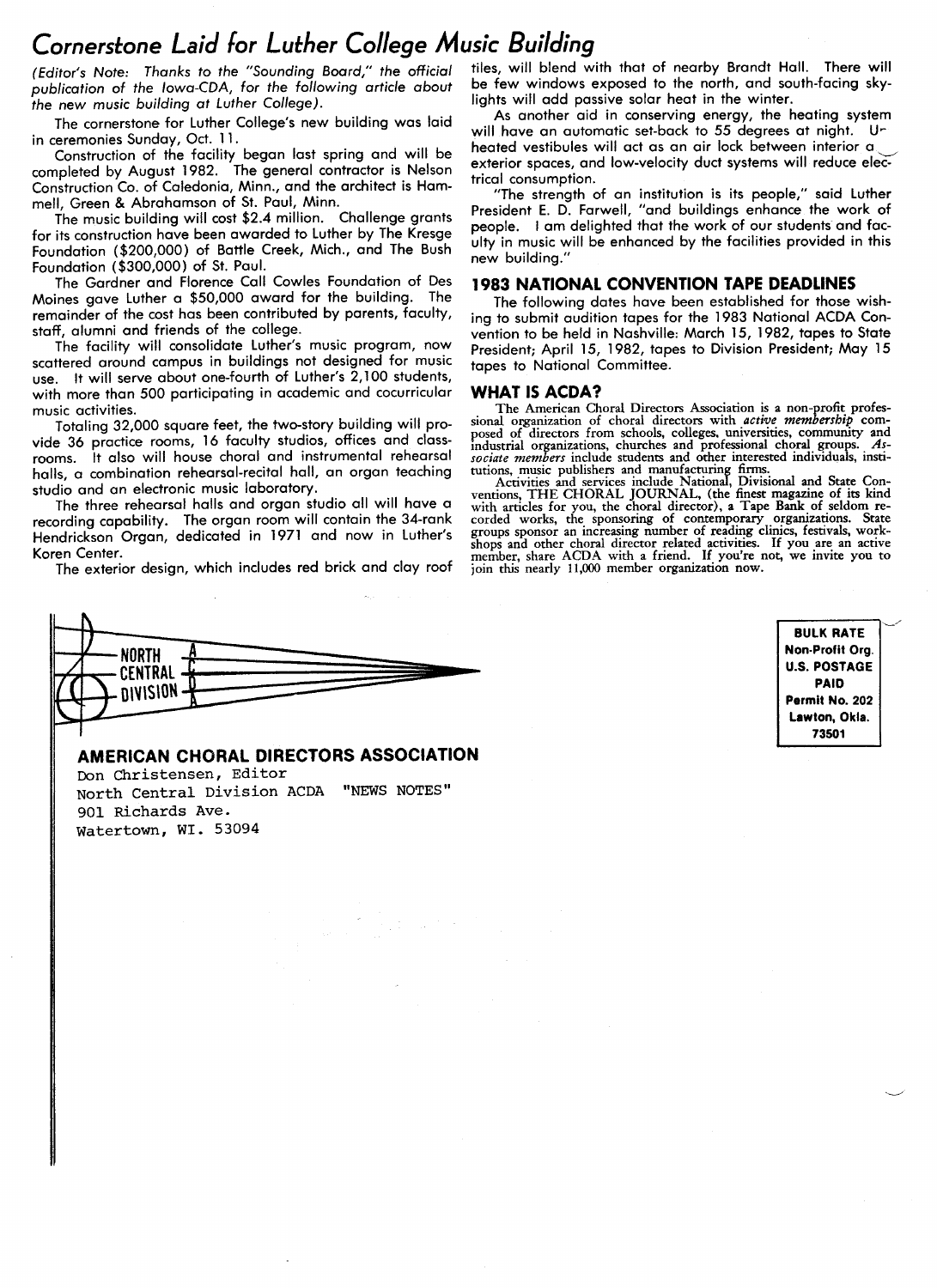# Cornerstone Laid for Luther College Music Building

*(Editor's Note: Thanks to the "Sounding Board," the official publication of the Iowa-CDA, for the following article about the new music building at Luther College).*

The cornerstone for Luther College's new building was laid in ceremonies Sunday, Oct. 11.

Construction of the facility began last spring and will be completed by August 1982. The general contractor is Nelson Construction Co. of Caledonia, Minn., and the architect is Hammell, Green & Abrahamson of St. Paul, Minn.

The music building will cost $2.4 million. Challenge grants for its construction have been awarded to Luther by The Kresge Foundation ($200,000) of Battle Creek, Mich., and The Bush Foundation ($300,000) of St. Paul.

The Gardner and Florence Call Cowles Foundation of Des Moines gave Luther a $50,000 award for the building. The remainder of the cost has been contributed by parents, faculty, staff, alumni and friends of the college.

The facility will consolidate Luther's music program, now scattered around campus in buildings not designed for music use. It will serve about one-fourth of Luther's 2,100 students, with more than 500 participating in academic and cocurricular music activities.

Totaling 32,000 square feet, the two-story building will provide 36 practice rooms, 16 faculty studios, offices and classrooms. It also will house choral and instrumental rehearsal halls, a combination rehearsal-recital hall, an organ teaching studio and an electronic music laboratory.

The three rehearsal halls and organ studio all will have a recording capability. The organ room will contain the 34-rank Hendrickson Organ, dedicated in 1971 and now in Luther's Koren Center.

The exterior design, which includes red brick and clay roof tiles, will blend with that of nearby Brandt Hall. There will be few windows exposed to the north, and south-facing skylights will add passive solar heat in the winter.

As another aid in conserving energy, the heating system will have an automatic set-back to 55 degrees at night. Unheated vestibules will act as an air lock between interior and exterior spaces, and low-velocity duct systems will reduce electrical consumption.

"The strength of an institution is its people," said Luther President E. D. Farwell, "and buildings enhance the work of people. I am delighted that the work of our students and faculty in music will be enhanced by the facilities provided in this new building."

## 1983 NATIONAL CONVENTION TAPE DEADLINES

The following dates have been established for those wishing to submit audition tapes for the 1983 National ACDA Convention to be held in Nashville: March 15, 1982, tapes to State President; April 15, 1982, tapes to Division President; May 15 tapes to National Committee.

## WHAT IS ACDA?

The American Choral Directors Association is a non-profit professional organization of choral directors with *active membership* composed of directors from schools, colleges, universities, community and industrial organizations, churches and professional choral groups. *Associate members* include students and other interested individuals, institutions, music publishers and manufacturing firms.

Activities and services include National, Divisional and State Conventions, THE CHORAL JOURNAL, (the finest magazine of its kind with articles for you, the choral director), a Tape Bank of seldom recorded works, the sponsoring of contemporary organizations. State groups sponsor an increasing number of reading clinics, festivals, workshops and other choral director related activities. If you are an active member, share ACDA with a friend. If you're not, we invite you to join this nearly 11,000 member organization now.

NORTH CENTRAL DIVISION ACDA

**AMERICAN CHORAL DIRECTORS ASSOCIATION**

Don Christensen, Editor
North Central Division ACDA "NEWS NOTES"
901 Richards Ave.
Watertown, WI. 53094

**BULK RATE**
**Non-Profit Org.**
**U.S. POSTAGE**
**PAID**
**Permit No. 202**
**Lawton, Okla.**
**73501**